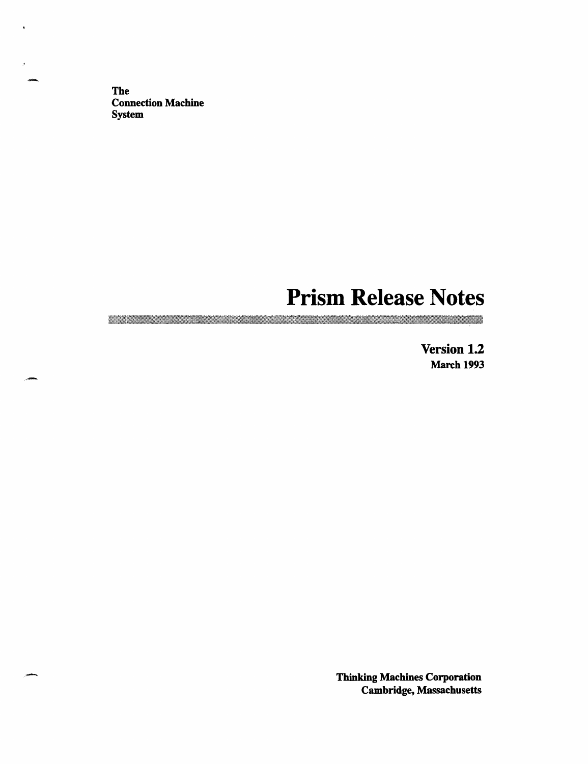**The Connection Machine System**

# Prism Release Notes

**Version 1.2**
**March 1993**

**Thinking Machines Corporation**
**Cambridge, Massachusetts**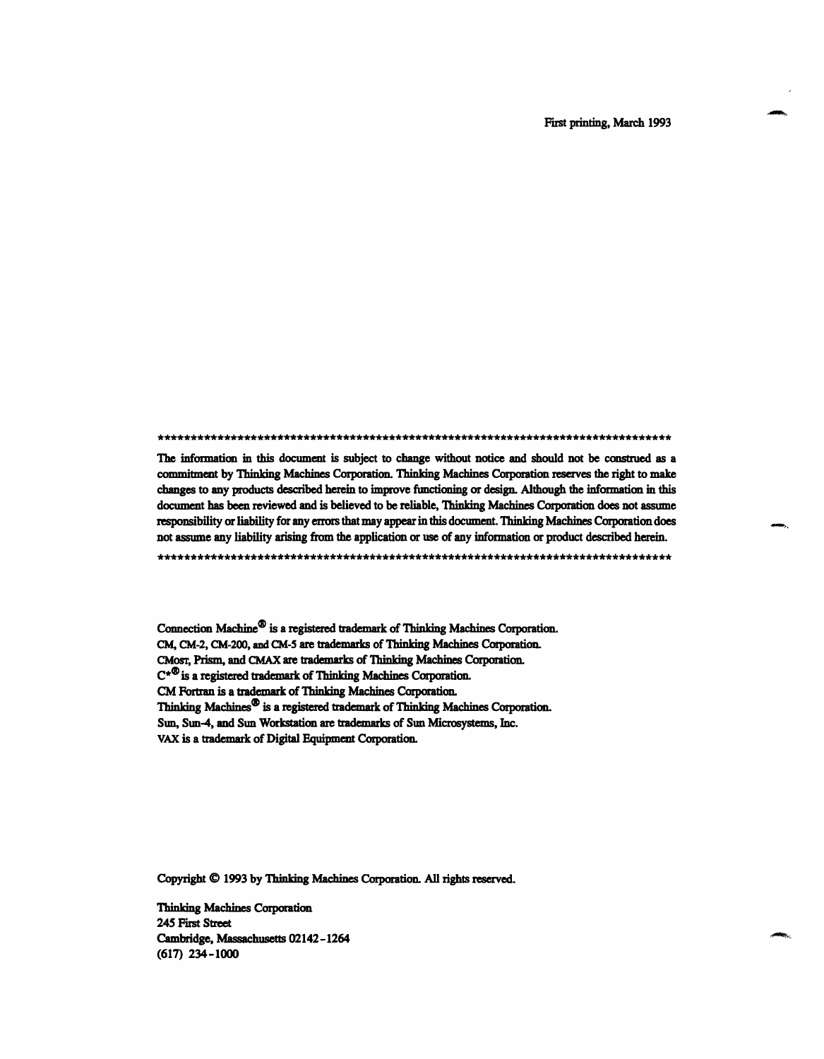First printing, March 1993

*********************************************************************************

The information in this document is subject to change without notice and should not be construed as a commitment by Thinking Machines Corporation. Thinking Machines Corporation reserves the right to make changes to any products described herein to improve functioning or design. Although the information in this document has been reviewed and is believed to be reliable, Thinking Machines Corporation does not assume responsibility or liability for any errors that may appear in this document. Thinking Machines Corporation does not assume any liability arising from the application or use of any information or product described herein.

*********************************************************************************

Connection Machine® is a registered trademark of Thinking Machines Corporation.
CM, CM-2, CM-200, and CM-5 are trademarks of Thinking Machines Corporation.
CMosr, Prism, and CMAX are trademarks of Thinking Machines Corporation.
C*® is a registered trademark of Thinking Machines Corporation.
CM Fortran is a trademark of Thinking Machines Corporation.
Thinking Machines® is a registered trademark of Thinking Machines Corporation.
Sun, Sun-4, and Sun Workstation are trademarks of Sun Microsystems, Inc.
VAX is a trademark of Digital Equipment Corporation.

Copyright © 1993 by Thinking Machines Corporation. All rights reserved.

Thinking Machines Corporation
245 First Street
Cambridge, Massachusetts 02142-1264
(617) 234-1000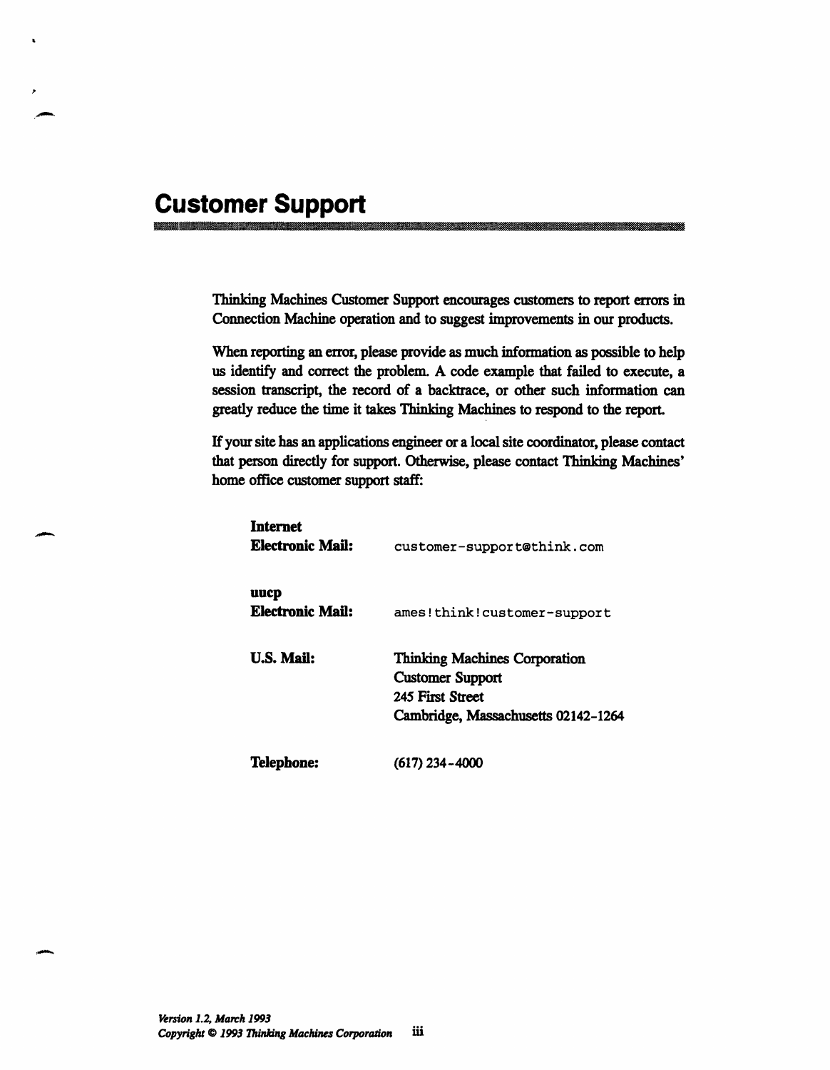# Customer Support

Thinking Machines Customer Support encourages customers to report errors in Connection Machine operation and to suggest improvements in our products.

When reporting an error, please provide as much information as possible to help us identify and correct the problem. A code example that failed to execute, a session transcript, the record of a backtrace, or other such information can greatly reduce the time it takes Thinking Machines to respond to the report.

If your site has an applications engineer or a local site coordinator, please contact that person directly for support. Otherwise, please contact Thinking Machines' home office customer support staff:

| | |
|---|---|
| **Internet Electronic Mail:** | `customer-support@think.com` |
| **uucp Electronic Mail:** | `ames!think!customer-support` |
| **U.S. Mail:** | Thinking Machines Corporation<br>Customer Support<br>245 First Street<br>Cambridge, Massachusetts 02142-1264 |
| **Telephone:** | (617) 234-4000 |

*Version 1.2, March 1993*
*Copyright © 1993 Thinking Machines Corporation*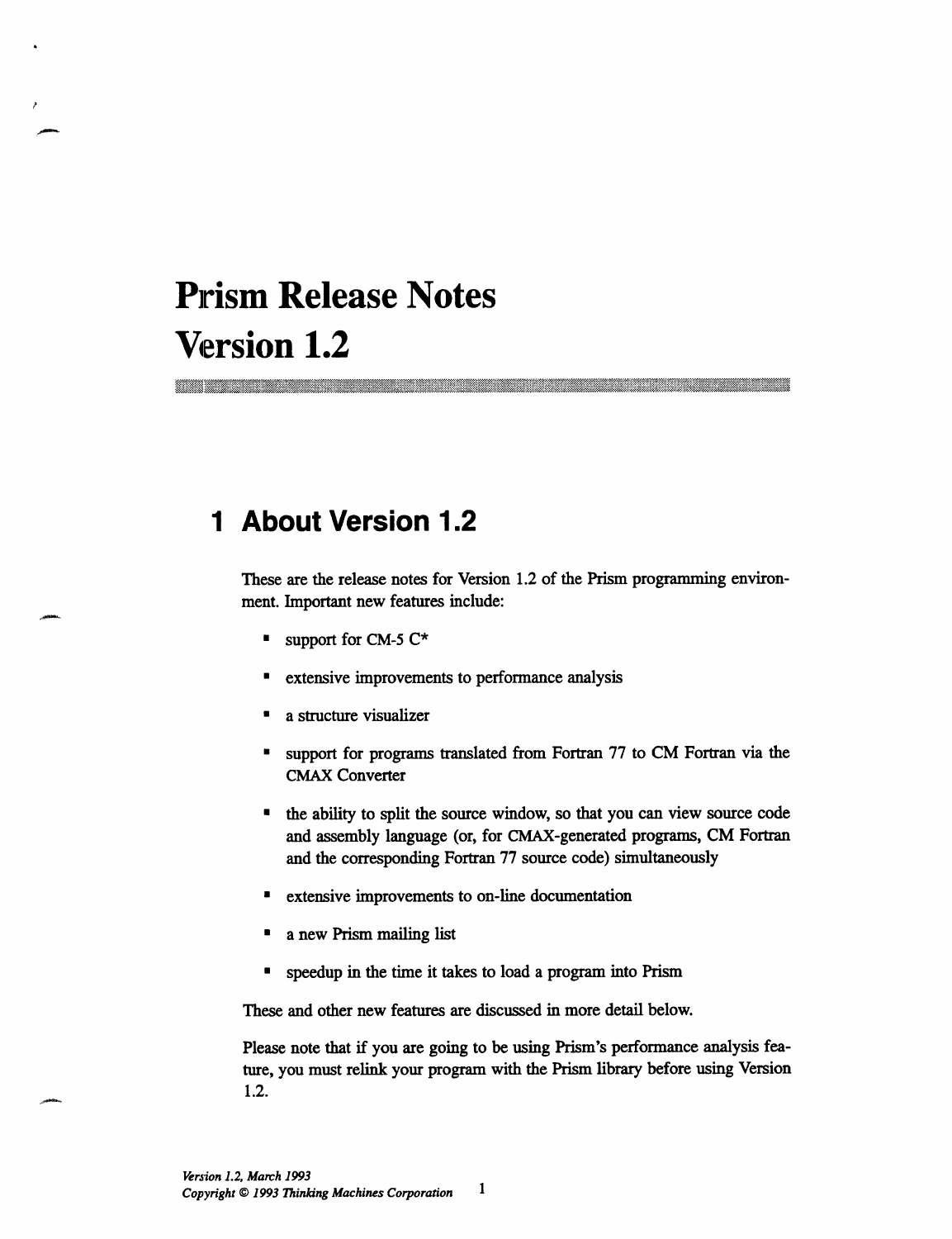# Prism Release Notes Version 1.2

## 1 About Version 1.2

These are the release notes for Version 1.2 of the Prism programming environment. Important new features include:

- support for CM-5 C*
- extensive improvements to performance analysis
- a structure visualizer
- support for programs translated from Fortran 77 to CM Fortran via the CMAX Converter
- the ability to split the source window, so that you can view source code and assembly language (or, for CMAX-generated programs, CM Fortran and the corresponding Fortran 77 source code) simultaneously
- extensive improvements to on-line documentation
- a new Prism mailing list
- speedup in the time it takes to load a program into Prism

These and other new features are discussed in more detail below.

Please note that if you are going to be using Prism's performance analysis feature, you must relink your program with the Prism library before using Version 1.2.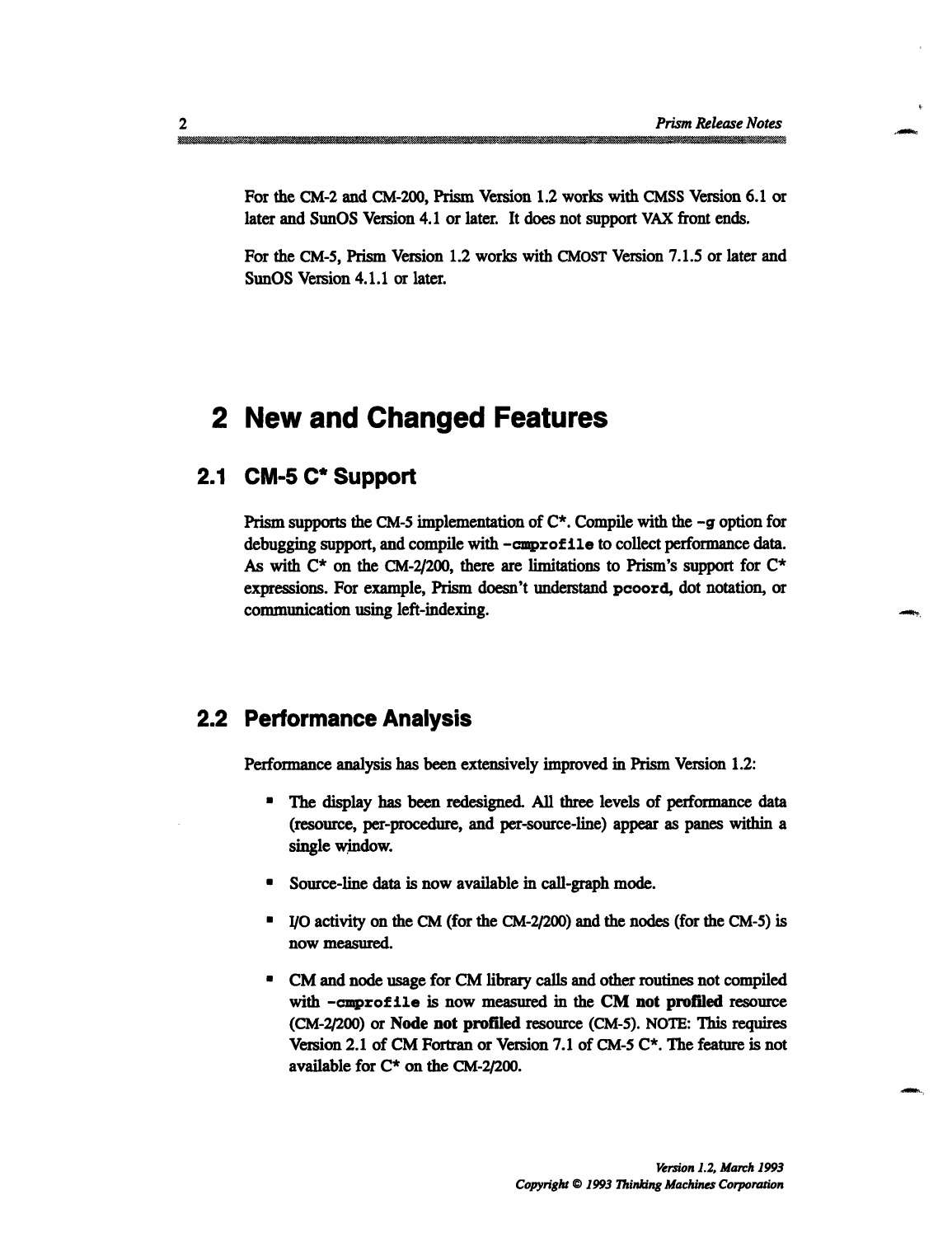For the CM-2 and CM-200, Prism Version 1.2 works with CMSS Version 6.1 or later and SunOS Version 4.1 or later. It does not support VAX front ends.

For the CM-5, Prism Version 1.2 works with CMOST Version 7.1.5 or later and SunOS Version 4.1.1 or later.

# 2 New and Changed Features

## 2.1 CM-5 C* Support

Prism supports the CM-5 implementation of C*. Compile with the `-g` option for debugging support, and compile with `-cmprofile` to collect performance data. As with C* on the CM-2/200, there are limitations to Prism's support for C* expressions. For example, Prism doesn't understand `pcoord`, dot notation, or communication using left-indexing.

## 2.2 Performance Analysis

Performance analysis has been extensively improved in Prism Version 1.2:

- The display has been redesigned. All three levels of performance data (resource, per-procedure, and per-source-line) appear as panes within a single window.
- Source-line data is now available in call-graph mode.
- I/O activity on the CM (for the CM-2/200) and the nodes (for the CM-5) is now measured.
- CM and node usage for CM library calls and other routines not compiled with `-cmprofile` is now measured in the **CM not profiled** resource (CM-2/200) or **Node not profiled** resource (CM-5). NOTE: This requires Version 2.1 of CM Fortran or Version 7.1 of CM-5 C*. The feature is not available for C* on the CM-2/200.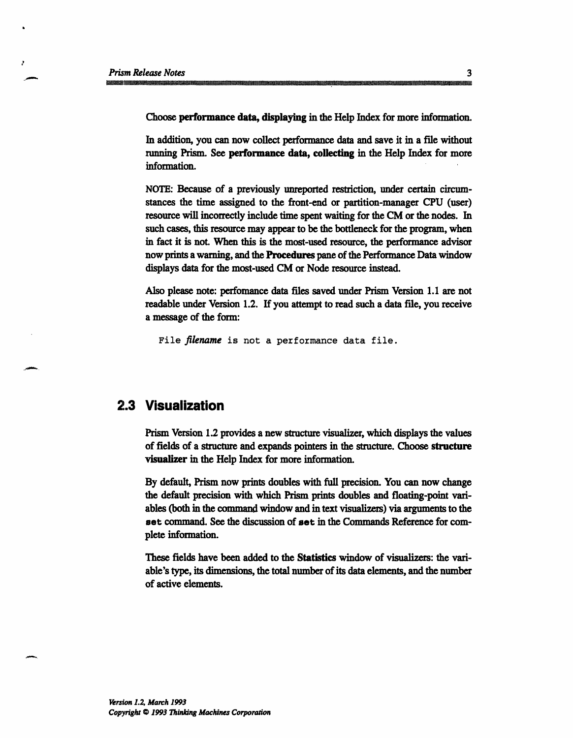Choose **performance data, displaying** in the Help Index for more information.

In addition, you can now collect performance data and save it in a file without running Prism. See **performance data, collecting** in the Help Index for more information.

NOTE: Because of a previously unreported restriction, under certain circumstances the time assigned to the front-end or partition-manager CPU (user) resource will incorrectly include time spent waiting for the CM or the nodes. In such cases, this resource may appear to be the bottleneck for the program, when in fact it is not. When this is the most-used resource, the performance advisor now prints a warning, and the **Procedures** pane of the Performance Data window displays data for the most-used CM or Node resource instead.

Also please note: perfomance data files saved under Prism Version 1.1 are not readable under Version 1.2. If you attempt to read such a data file, you receive a message of the form:

```
File filename is not a performance data file.
```

## 2.3 Visualization

Prism Version 1.2 provides a new structure visualizer, which displays the values of fields of a structure and expands pointers in the structure. Choose **structure visualizer** in the Help Index for more information.

By default, Prism now prints doubles with full precision. You can now change the default precision with which Prism prints doubles and floating-point variables (both in the command window and in text visualizers) via arguments to the `set` command. See the discussion of `set` in the Commands Reference for complete information.

These fields have been added to the **Statistics** window of visualizers: the variable's type, its dimensions, the total number of its data elements, and the number of active elements.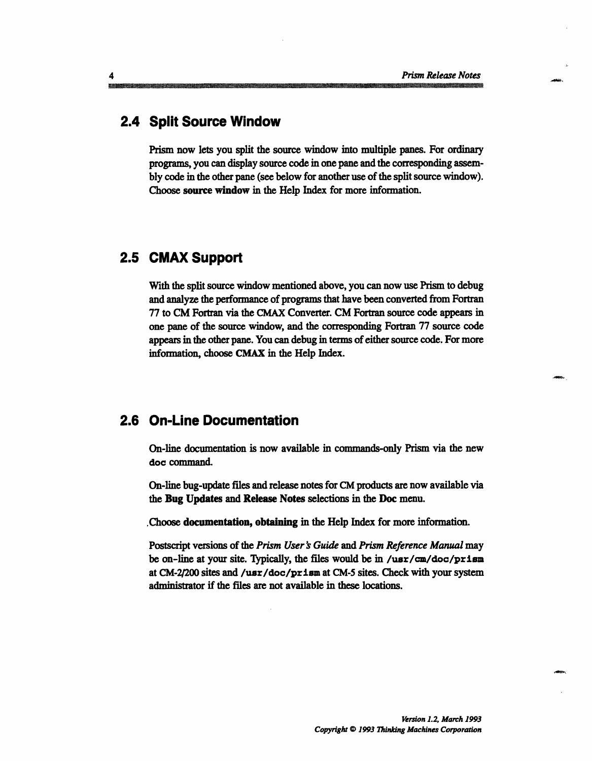## 2.4 Split Source Window

Prism now lets you split the source window into multiple panes. For ordinary programs, you can display source code in one pane and the corresponding assembly code in the other pane (see below for another use of the split source window). Choose **source window** in the Help Index for more information.

## 2.5 CMAX Support

With the split source window mentioned above, you can now use Prism to debug and analyze the performance of programs that have been converted from Fortran 77 to CM Fortran via the CMAX Converter. CM Fortran source code appears in one pane of the source window, and the corresponding Fortran 77 source code appears in the other pane. You can debug in terms of either source code. For more information, choose **CMAX** in the Help Index.

## 2.6 On-Line Documentation

On-line documentation is now available in commands-only Prism via the new `doc` command.

On-line bug-update files and release notes for CM products are now available via the **Bug Updates** and **Release Notes** selections in the **Doc** menu.

Choose **documentation, obtaining** in the Help Index for more information.

Postscript versions of the *Prism User's Guide* and *Prism Reference Manual* may be on-line at your site. Typically, the files would be in **`/usr/cm/doc/prism`** at CM-2/200 sites and **`/usr/doc/prism`** at CM-5 sites. Check with your system administrator if the files are not available in these locations.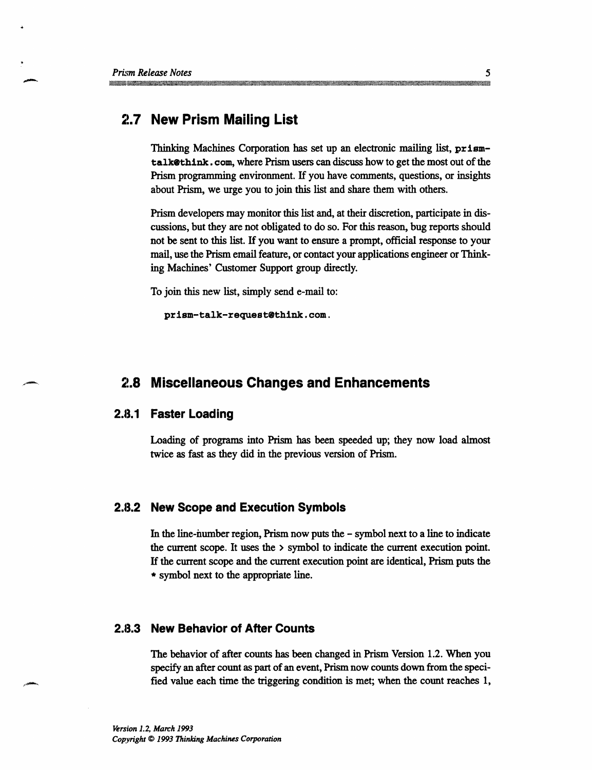## 2.7 New Prism Mailing List

Thinking Machines Corporation has set up an electronic mailing list, **prism-talk@think.com**, where Prism users can discuss how to get the most out of the Prism programming environment. If you have comments, questions, or insights about Prism, we urge you to join this list and share them with others.

Prism developers may monitor this list and, at their discretion, participate in discussions, but they are not obligated to do so. For this reason, bug reports should not be sent to this list. If you want to ensure a prompt, official response to your mail, use the Prism email feature, or contact your applications engineer or Thinking Machines' Customer Support group directly.

To join this new list, simply send e-mail to:

**prism-talk-request@think.com**.

## 2.8 Miscellaneous Changes and Enhancements

### 2.8.1 Faster Loading

Loading of programs into Prism has been speeded up; they now load almost twice as fast as they did in the previous version of Prism.

### 2.8.2 New Scope and Execution Symbols

In the line-number region, Prism now puts the – symbol next to a line to indicate the current scope. It uses the > symbol to indicate the current execution point. If the current scope and the current execution point are identical, Prism puts the * symbol next to the appropriate line.

### 2.8.3 New Behavior of After Counts

The behavior of after counts has been changed in Prism Version 1.2. When you specify an after count as part of an event, Prism now counts down from the specified value each time the triggering condition is met; when the count reaches 1,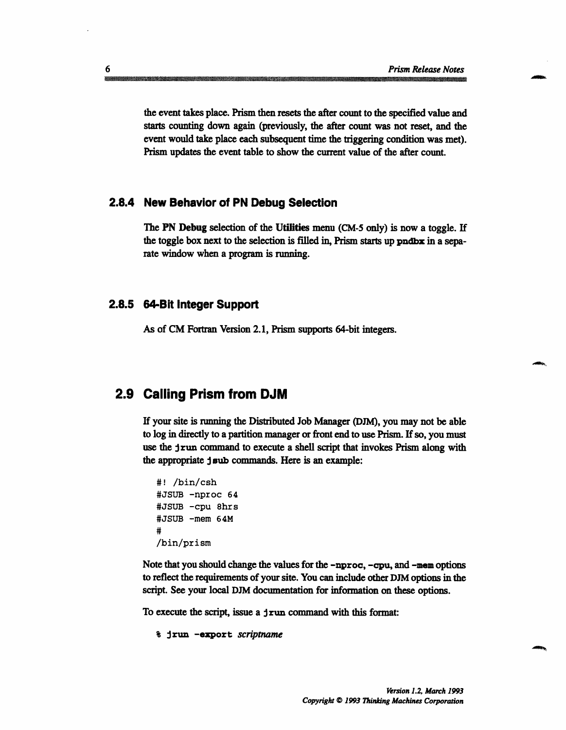the event takes place. Prism then resets the after count to the specified value and starts counting down again (previously, the after count was not reset, and the event would take place each subsequent time the triggering condition was met). Prism updates the event table to show the current value of the after count.

### 2.8.4 New Behavior of PN Debug Selection

The **PN Debug** selection of the **Utilities** menu (CM-5 only) is now a toggle. If the toggle box next to the selection is filled in, Prism starts up `pndbx` in a separate window when a program is running.

### 2.8.5 64-Bit Integer Support

As of CM Fortran Version 2.1, Prism supports 64-bit integers.

## 2.9 Calling Prism from DJM

If your site is running the Distributed Job Manager (DJM), you may not be able to log in directly to a partition manager or front end to use Prism. If so, you must use the `jrun` command to execute a shell script that invokes Prism along with the appropriate `jsub` commands. Here is an example:

```
#! /bin/csh
#JSUB -nproc 64
#JSUB -cpu 8hrs
#JSUB -mem 64M
#
/bin/prism
```

Note that you should change the values for the `-nproc`, `-cpu`, and `-mem` options to reflect the requirements of your site. You can include other DJM options in the script. See your local DJM documentation for information on these options.

To execute the script, issue a `jrun` command with this format:

```
% jrun -export scriptname
```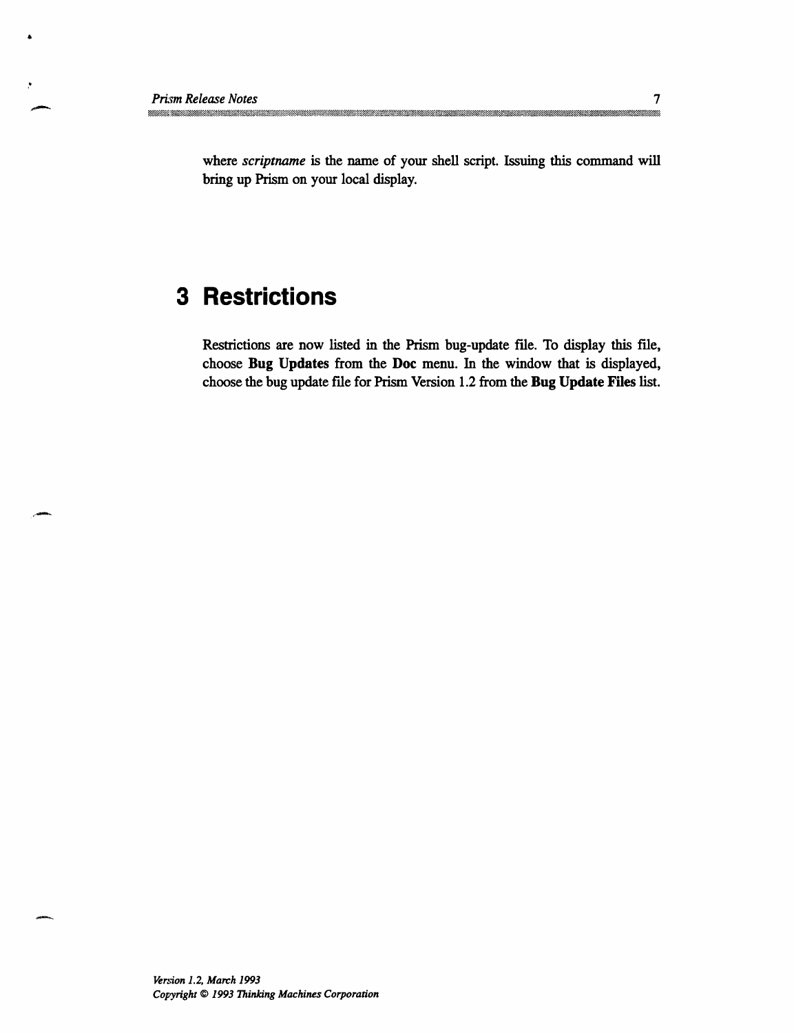where *scriptname* is the name of your shell script. Issuing this command will bring up Prism on your local display.

## 3 Restrictions

Restrictions are now listed in the Prism bug-update file. To display this file, choose **Bug Updates** from the **Doc** menu. In the window that is displayed, choose the bug update file for Prism Version 1.2 from the **Bug Update Files** list.